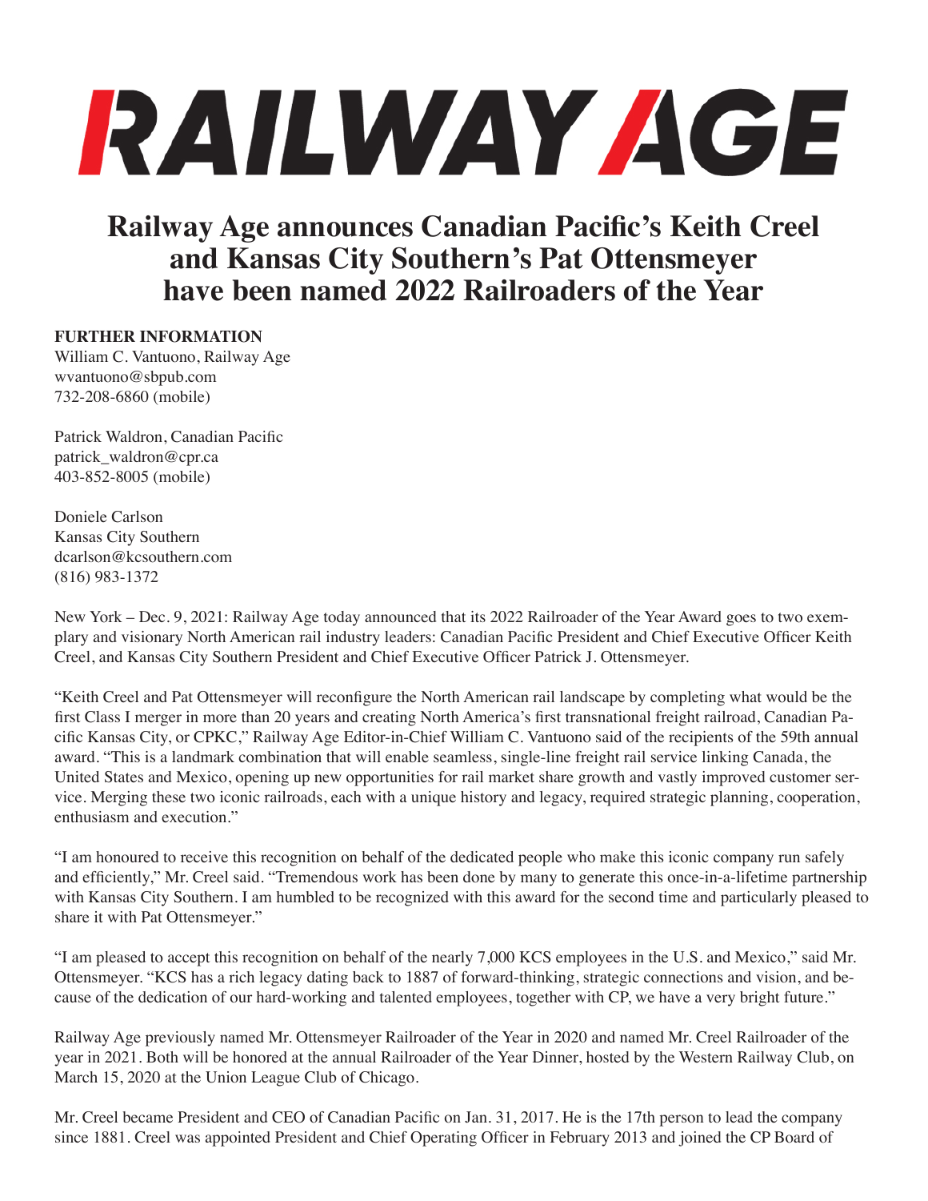# RAILWAY AGE

## Railway Age announces Canadian Pacific's Keith Creel and Kansas City Southern's Pat Ottensmeyer have been named 2022 Railroaders of the Year

**FURTHER INFORMATION**
William C. Vantuono, Railway Age
wvantuono@sbpub.com
732-208-6860 (mobile)

Patrick Waldron, Canadian Pacific
patrick_waldron@cpr.ca
403-852-8005 (mobile)

Doniele Carlson
Kansas City Southern
dcarlson@kcsouthern.com
(816) 983-1372

New York – Dec. 9, 2021: Railway Age today announced that its 2022 Railroader of the Year Award goes to two exemplary and visionary North American rail industry leaders: Canadian Pacific President and Chief Executive Officer Keith Creel, and Kansas City Southern President and Chief Executive Officer Patrick J. Ottensmeyer.

"Keith Creel and Pat Ottensmeyer will reconfigure the North American rail landscape by completing what would be the first Class I merger in more than 20 years and creating North America's first transnational freight railroad, Canadian Pacific Kansas City, or CPKC," Railway Age Editor-in-Chief William C. Vantuono said of the recipients of the 59th annual award. "This is a landmark combination that will enable seamless, single-line freight rail service linking Canada, the United States and Mexico, opening up new opportunities for rail market share growth and vastly improved customer service. Merging these two iconic railroads, each with a unique history and legacy, required strategic planning, cooperation, enthusiasm and execution."

"I am honoured to receive this recognition on behalf of the dedicated people who make this iconic company run safely and efficiently," Mr. Creel said. "Tremendous work has been done by many to generate this once-in-a-lifetime partnership with Kansas City Southern. I am humbled to be recognized with this award for the second time and particularly pleased to share it with Pat Ottensmeyer."

"I am pleased to accept this recognition on behalf of the nearly 7,000 KCS employees in the U.S. and Mexico," said Mr. Ottensmeyer. "KCS has a rich legacy dating back to 1887 of forward-thinking, strategic connections and vision, and because of the dedication of our hard-working and talented employees, together with CP, we have a very bright future."

Railway Age previously named Mr. Ottensmeyer Railroader of the Year in 2020 and named Mr. Creel Railroader of the year in 2021. Both will be honored at the annual Railroader of the Year Dinner, hosted by the Western Railway Club, on March 15, 2020 at the Union League Club of Chicago.

Mr. Creel became President and CEO of Canadian Pacific on Jan. 31, 2017. He is the 17th person to lead the company since 1881. Creel was appointed President and Chief Operating Officer in February 2013 and joined the CP Board of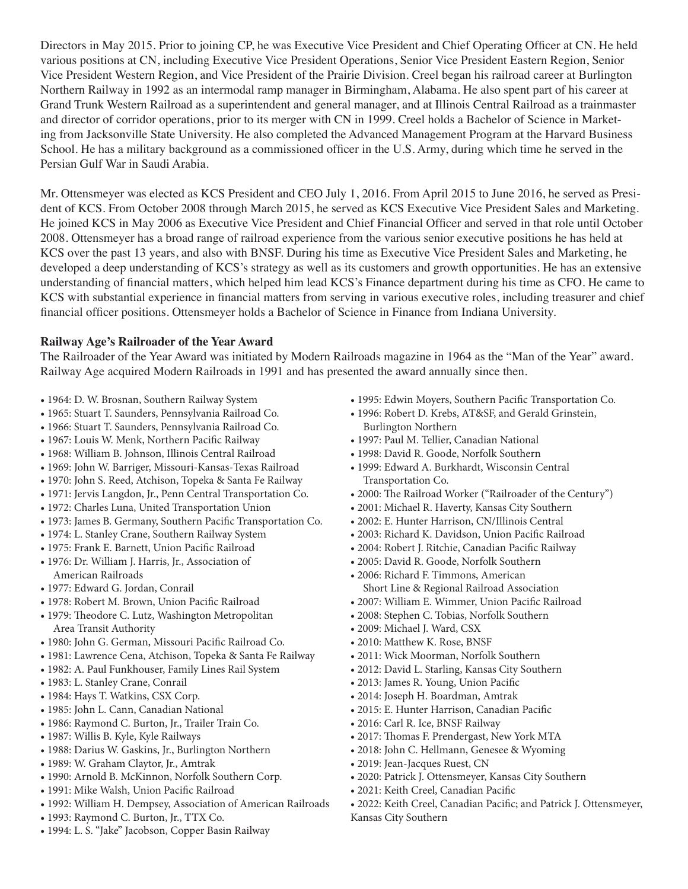Directors in May 2015. Prior to joining CP, he was Executive Vice President and Chief Operating Officer at CN. He held various positions at CN, including Executive Vice President Operations, Senior Vice President Eastern Region, Senior Vice President Western Region, and Vice President of the Prairie Division. Creel began his railroad career at Burlington Northern Railway in 1992 as an intermodal ramp manager in Birmingham, Alabama. He also spent part of his career at Grand Trunk Western Railroad as a superintendent and general manager, and at Illinois Central Railroad as a trainmaster and director of corridor operations, prior to its merger with CN in 1999. Creel holds a Bachelor of Science in Marketing from Jacksonville State University. He also completed the Advanced Management Program at the Harvard Business School. He has a military background as a commissioned officer in the U.S. Army, during which time he served in the Persian Gulf War in Saudi Arabia.

Mr. Ottensmeyer was elected as KCS President and CEO July 1, 2016. From April 2015 to June 2016, he served as President of KCS. From October 2008 through March 2015, he served as KCS Executive Vice President Sales and Marketing. He joined KCS in May 2006 as Executive Vice President and Chief Financial Officer and served in that role until October 2008. Ottensmeyer has a broad range of railroad experience from the various senior executive positions he has held at KCS over the past 13 years, and also with BNSF. During his time as Executive Vice President Sales and Marketing, he developed a deep understanding of KCS's strategy as well as its customers and growth opportunities. He has an extensive understanding of financial matters, which helped him lead KCS's Finance department during his time as CFO. He came to KCS with substantial experience in financial matters from serving in various executive roles, including treasurer and chief financial officer positions. Ottensmeyer holds a Bachelor of Science in Finance from Indiana University.

**Railway Age's Railroader of the Year Award**

The Railroader of the Year Award was initiated by Modern Railroads magazine in 1964 as the "Man of the Year" award. Railway Age acquired Modern Railroads in 1991 and has presented the award annually since then.

- 1964: D. W. Brosnan, Southern Railway System
- 1965: Stuart T. Saunders, Pennsylvania Railroad Co.
- 1966: Stuart T. Saunders, Pennsylvania Railroad Co.
- 1967: Louis W. Menk, Northern Pacific Railway
- 1968: William B. Johnson, Illinois Central Railroad
- 1969: John W. Barriger, Missouri-Kansas-Texas Railroad
- 1970: John S. Reed, Atchison, Topeka & Santa Fe Railway
- 1971: Jervis Langdon, Jr., Penn Central Transportation Co.
- 1972: Charles Luna, United Transportation Union
- 1973: James B. Germany, Southern Pacific Transportation Co.
- 1974: L. Stanley Crane, Southern Railway System
- 1975: Frank E. Barnett, Union Pacific Railroad
- 1976: Dr. William J. Harris, Jr., Association of American Railroads
- 1977: Edward G. Jordan, Conrail
- 1978: Robert M. Brown, Union Pacific Railroad
- 1979: Theodore C. Lutz, Washington Metropolitan Area Transit Authority
- 1980: John G. German, Missouri Pacific Railroad Co.
- 1981: Lawrence Cena, Atchison, Topeka & Santa Fe Railway
- 1982: A. Paul Funkhouser, Family Lines Rail System
- 1983: L. Stanley Crane, Conrail
- 1984: Hays T. Watkins, CSX Corp.
- 1985: John L. Cann, Canadian National
- 1986: Raymond C. Burton, Jr., Trailer Train Co.
- 1987: Willis B. Kyle, Kyle Railways
- 1988: Darius W. Gaskins, Jr., Burlington Northern
- 1989: W. Graham Claytor, Jr., Amtrak
- 1990: Arnold B. McKinnon, Norfolk Southern Corp.
- 1991: Mike Walsh, Union Pacific Railroad
- 1992: William H. Dempsey, Association of American Railroads
- 1993: Raymond C. Burton, Jr., TTX Co.
- 1994: L. S. "Jake" Jacobson, Copper Basin Railway
- 1995: Edwin Moyers, Southern Pacific Transportation Co.
- 1996: Robert D. Krebs, AT&SF, and Gerald Grinstein, Burlington Northern
- 1997: Paul M. Tellier, Canadian National
- 1998: David R. Goode, Norfolk Southern
- 1999: Edward A. Burkhardt, Wisconsin Central Transportation Co.
- 2000: The Railroad Worker ("Railroader of the Century")
- 2001: Michael R. Haverty, Kansas City Southern
- 2002: E. Hunter Harrison, CN/Illinois Central
- 2003: Richard K. Davidson, Union Pacific Railroad
- 2004: Robert J. Ritchie, Canadian Pacific Railway
- 2005: David R. Goode, Norfolk Southern
- 2006: Richard F. Timmons, American Short Line & Regional Railroad Association
- 2007: William E. Wimmer, Union Pacific Railroad
- 2008: Stephen C. Tobias, Norfolk Southern
- 2009: Michael J. Ward, CSX
- 2010: Matthew K. Rose, BNSF
- 2011: Wick Moorman, Norfolk Southern
- 2012: David L. Starling, Kansas City Southern
- 2013: James R. Young, Union Pacific
- 2014: Joseph H. Boardman, Amtrak
- 2015: E. Hunter Harrison, Canadian Pacific
- 2016: Carl R. Ice, BNSF Railway
- 2017: Thomas F. Prendergast, New York MTA
- 2018: John C. Hellmann, Genesee & Wyoming
- 2019: Jean-Jacques Ruest, CN
- 2020: Patrick J. Ottensmeyer, Kansas City Southern
- 2021: Keith Creel, Canadian Pacific
- 2022: Keith Creel, Canadian Pacific; and Patrick J. Ottensmeyer, Kansas City Southern